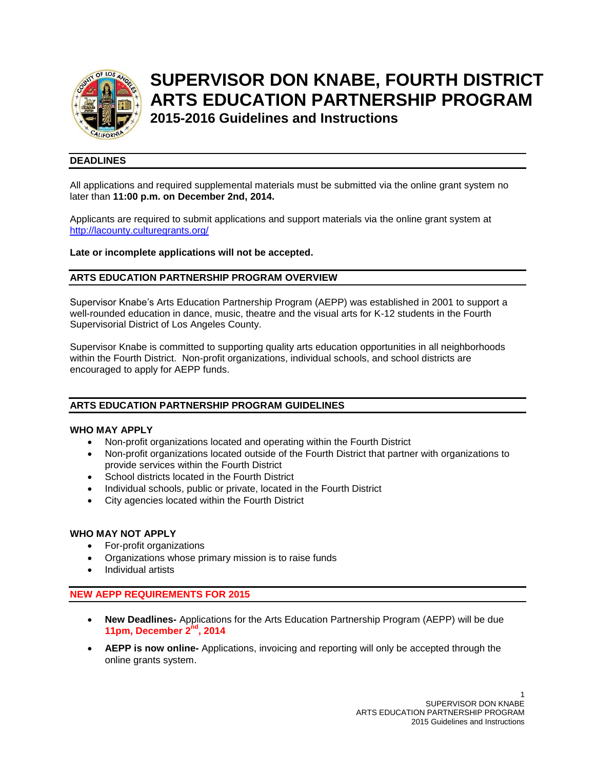# SUPERVISOR DON KNABE, FOURTH DISTRICT ARTS EDUCATION PARTNERSHIP PROGRAM

## 2015-2016 Guidelines and Instructions

## DEADLINES

All applications and required supplemental materials must be submitted via the online grant system no later than **11:00 p.m. on December 2nd, 2014.**

Applicants are required to submit applications and support materials via the online grant system at http://lacounty.culturegrants.org/

**Late or incomplete applications will not be accepted.**

## ARTS EDUCATION PARTNERSHIP PROGRAM OVERVIEW

Supervisor Knabe's Arts Education Partnership Program (AEPP) was established in 2001 to support a well-rounded education in dance, music, theatre and the visual arts for K-12 students in the Fourth Supervisorial District of Los Angeles County.

Supervisor Knabe is committed to supporting quality arts education opportunities in all neighborhoods within the Fourth District. Non-profit organizations, individual schools, and school districts are encouraged to apply for AEPP funds.

## ARTS EDUCATION PARTNERSHIP PROGRAM GUIDELINES

### WHO MAY APPLY

- Non-profit organizations located and operating within the Fourth District
- Non-profit organizations located outside of the Fourth District that partner with organizations to provide services within the Fourth District
- School districts located in the Fourth District
- Individual schools, public or private, located in the Fourth District
- City agencies located within the Fourth District

### WHO MAY NOT APPLY

- For-profit organizations
- Organizations whose primary mission is to raise funds
- Individual artists

## NEW AEPP REQUIREMENTS FOR 2015

- **New Deadlines-** Applications for the Arts Education Partnership Program (AEPP) will be due **11pm, December 2nd, 2014**
- **AEPP is now online-** Applications, invoicing and reporting will only be accepted through the online grants system.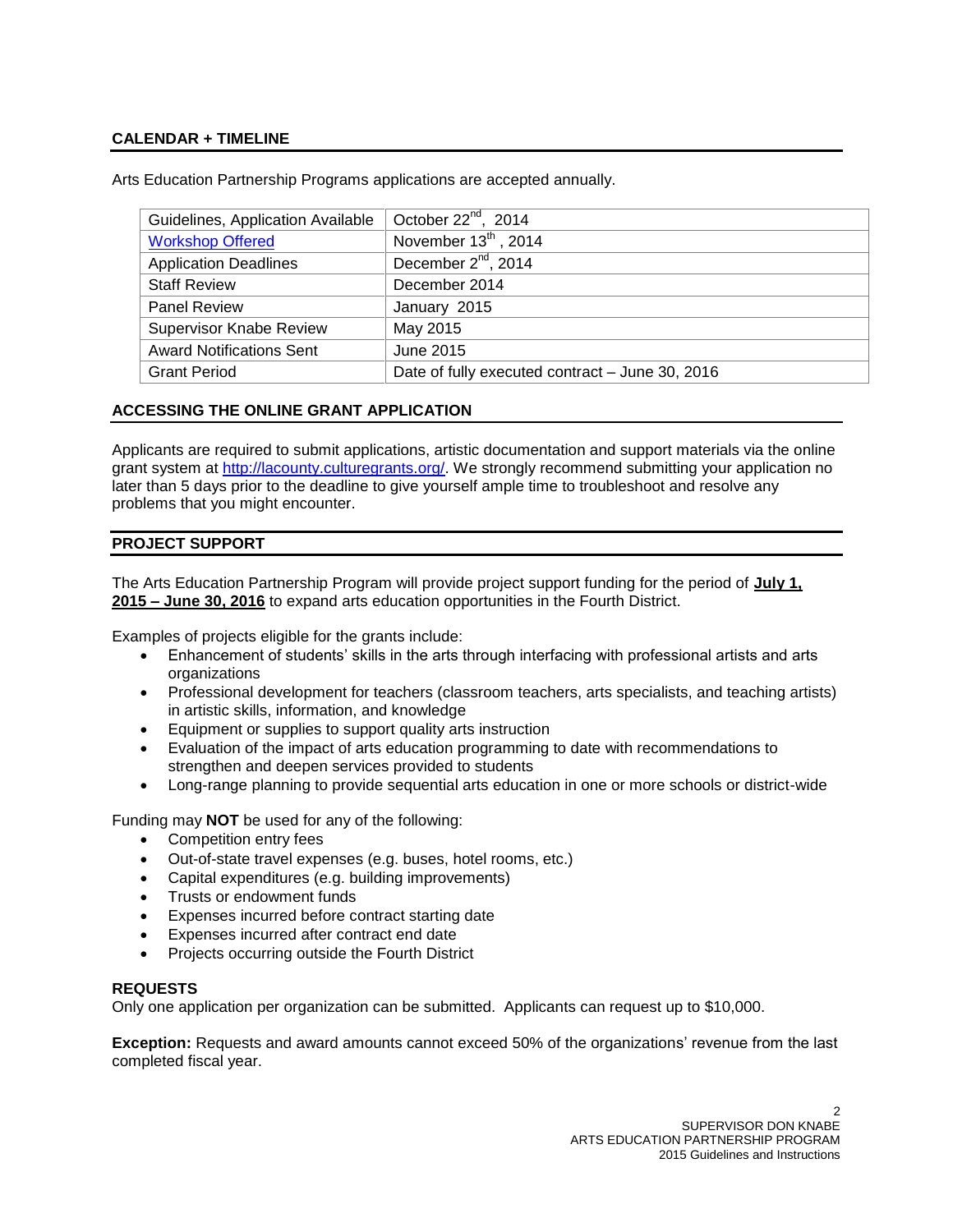## CALENDAR + TIMELINE

Arts Education Partnership Programs applications are accepted annually.

| | |
|---|---|
| Guidelines, Application Available | October 22nd, 2014 |
| [Workshop Offered](#) | November 13th, 2014 |
| Application Deadlines | December 2nd, 2014 |
| Staff Review | December 2014 |
| Panel Review | January 2015 |
| Supervisor Knabe Review | May 2015 |
| Award Notifications Sent | June 2015 |
| Grant Period | Date of fully executed contract – June 30, 2016 |

## ACCESSING THE ONLINE GRANT APPLICATION

Applicants are required to submit applications, artistic documentation and support materials via the online grant system at [http://lacounty.culturegrants.org/](http://lacounty.culturegrants.org/). We strongly recommend submitting your application no later than 5 days prior to the deadline to give yourself ample time to troubleshoot and resolve any problems that you might encounter.

## PROJECT SUPPORT

The Arts Education Partnership Program will provide project support funding for the period of **July 1, 2015 – June 30, 2016** to expand arts education opportunities in the Fourth District.

Examples of projects eligible for the grants include:

- Enhancement of students' skills in the arts through interfacing with professional artists and arts organizations
- Professional development for teachers (classroom teachers, arts specialists, and teaching artists) in artistic skills, information, and knowledge
- Equipment or supplies to support quality arts instruction
- Evaluation of the impact of arts education programming to date with recommendations to strengthen and deepen services provided to students
- Long-range planning to provide sequential arts education in one or more schools or district-wide

Funding may **NOT** be used for any of the following:

- Competition entry fees
- Out-of-state travel expenses (e.g. buses, hotel rooms, etc.)
- Capital expenditures (e.g. building improvements)
- Trusts or endowment funds
- Expenses incurred before contract starting date
- Expenses incurred after contract end date
- Projects occurring outside the Fourth District

### REQUESTS

Only one application per organization can be submitted. Applicants can request up to $10,000.

**Exception:** Requests and award amounts cannot exceed 50% of the organizations' revenue from the last completed fiscal year.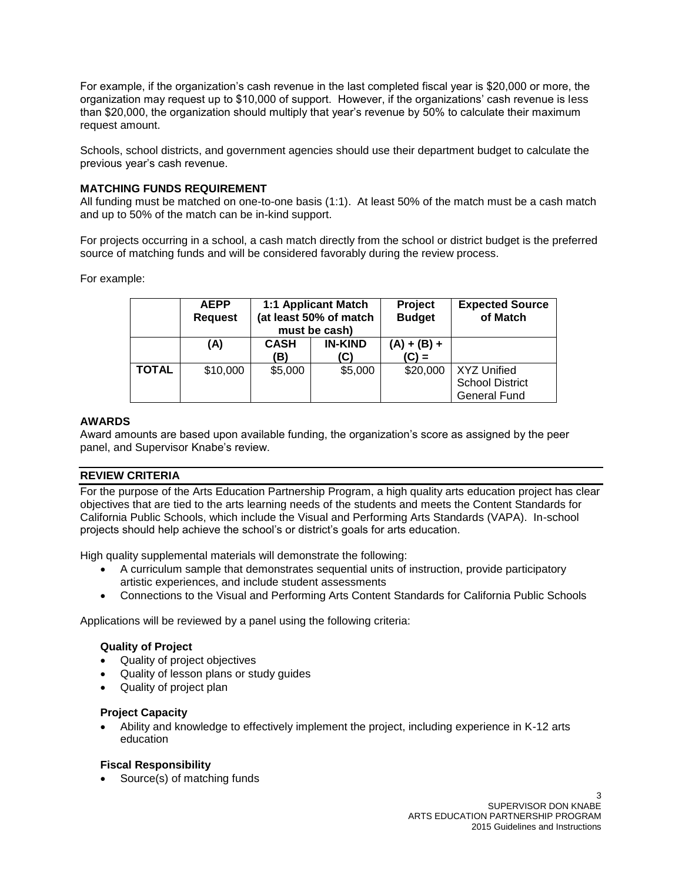For example, if the organization's cash revenue in the last completed fiscal year is $20,000 or more, the organization may request up to $10,000 of support. However, if the organizations' cash revenue is less than $20,000, the organization should multiply that year's revenue by 50% to calculate their maximum request amount.

Schools, school districts, and government agencies should use their department budget to calculate the previous year's cash revenue.

**MATCHING FUNDS REQUIREMENT**

All funding must be matched on one-to-one basis (1:1). At least 50% of the match must be a cash match and up to 50% of the match can be in-kind support.

For projects occurring in a school, a cash match directly from the school or district budget is the preferred source of matching funds and will be considered favorably during the review process.

For example:

| | AEPP Request | 1:1 Applicant Match (at least 50% of match must be cash) | | Project Budget | Expected Source of Match |
|---|---|---|---|---|---|
| | (A) | CASH (B) | IN-KIND (C) | (A) + (B) + (C) = | |
| **TOTAL** | $10,000 | $5,000 | $5,000 | $20,000 | XYZ Unified School District General Fund |

**AWARDS**

Award amounts are based upon available funding, the organization's score as assigned by the peer panel, and Supervisor Knabe's review.

## REVIEW CRITERIA

For the purpose of the Arts Education Partnership Program, a high quality arts education project has clear objectives that are tied to the arts learning needs of the students and meets the Content Standards for California Public Schools, which include the Visual and Performing Arts Standards (VAPA). In-school projects should help achieve the school's or district's goals for arts education.

High quality supplemental materials will demonstrate the following:

- A curriculum sample that demonstrates sequential units of instruction, provide participatory artistic experiences, and include student assessments
- Connections to the Visual and Performing Arts Content Standards for California Public Schools

Applications will be reviewed by a panel using the following criteria:

**Quality of Project**

- Quality of project objectives
- Quality of lesson plans or study guides
- Quality of project plan

**Project Capacity**

- Ability and knowledge to effectively implement the project, including experience in K-12 arts education

**Fiscal Responsibility**

- Source(s) of matching funds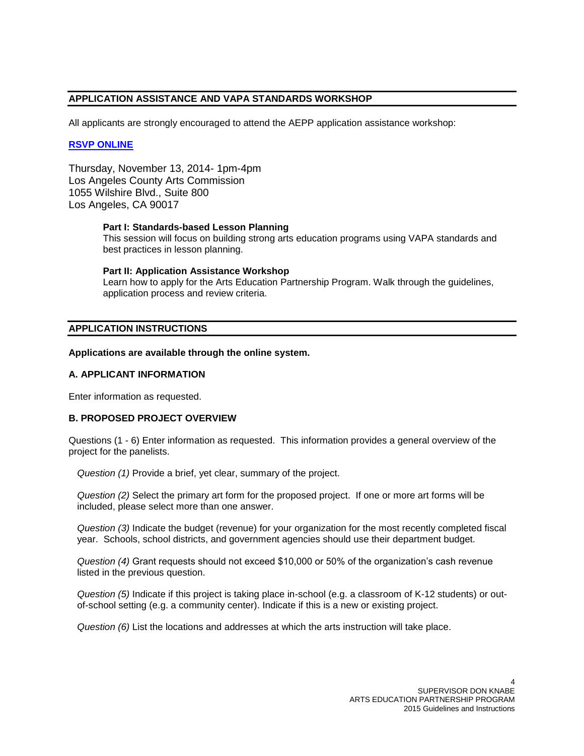## APPLICATION ASSISTANCE AND VAPA STANDARDS WORKSHOP

All applicants are strongly encouraged to attend the AEPP application assistance workshop:

**RSVP ONLINE**

Thursday, November 13, 2014- 1pm-4pm
Los Angeles County Arts Commission
1055 Wilshire Blvd., Suite 800
Los Angeles, CA 90017

**Part I: Standards-based Lesson Planning**
This session will focus on building strong arts education programs using VAPA standards and best practices in lesson planning.

**Part II: Application Assistance Workshop**
Learn how to apply for the Arts Education Partnership Program. Walk through the guidelines, application process and review criteria.

## APPLICATION INSTRUCTIONS

**Applications are available through the online system.**

### A. APPLICANT INFORMATION

Enter information as requested.

### B. PROPOSED PROJECT OVERVIEW

Questions (1 - 6) Enter information as requested. This information provides a general overview of the project for the panelists.

*Question (1)* Provide a brief, yet clear, summary of the project.

*Question (2)* Select the primary art form for the proposed project. If one or more art forms will be included, please select more than one answer.

*Question (3)* Indicate the budget (revenue) for your organization for the most recently completed fiscal year. Schools, school districts, and government agencies should use their department budget.

*Question (4)* Grant requests should not exceed $10,000 or 50% of the organization's cash revenue listed in the previous question.

*Question (5)* Indicate if this project is taking place in-school (e.g. a classroom of K-12 students) or out-of-school setting (e.g. a community center). Indicate if this is a new or existing project.

*Question (6)* List the locations and addresses at which the arts instruction will take place.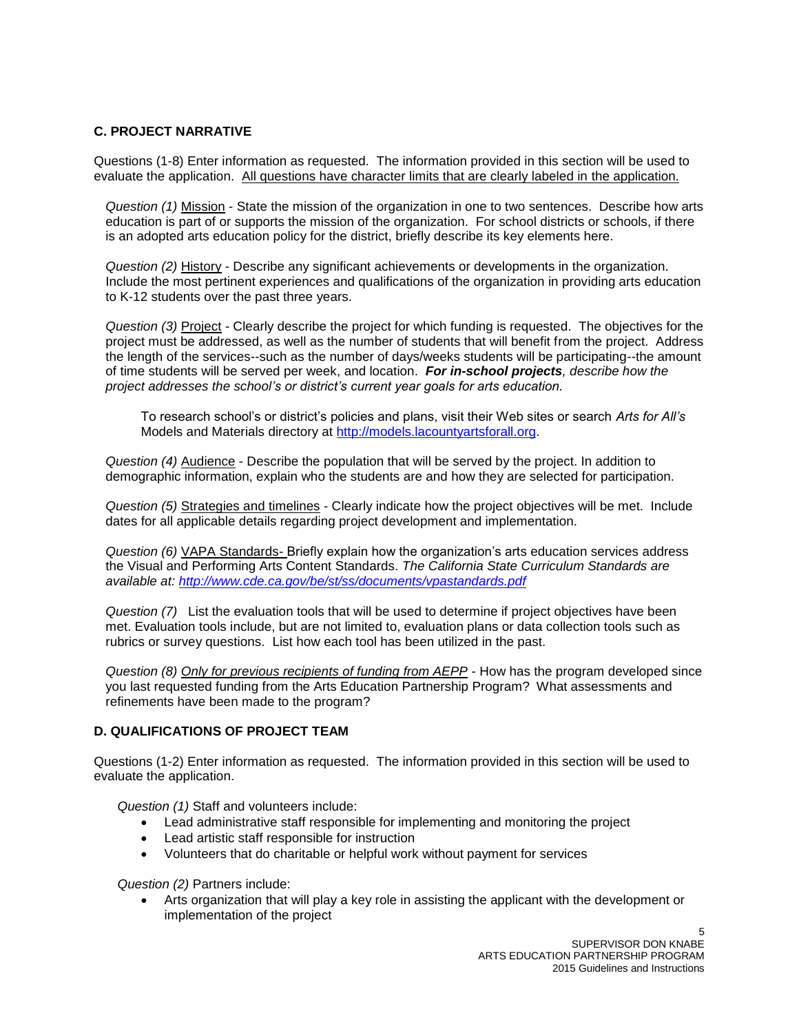### C. PROJECT NARRATIVE

Questions (1-8) Enter information as requested. The information provided in this section will be used to evaluate the application. <u>All questions have character limits that are clearly labeled in the application.</u>

*Question (1)* <u>Mission</u> - State the mission of the organization in one to two sentences. Describe how arts education is part of or supports the mission of the organization. For school districts or schools, if there is an adopted arts education policy for the district, briefly describe its key elements here.

*Question (2)* <u>History</u> - Describe any significant achievements or developments in the organization. Include the most pertinent experiences and qualifications of the organization in providing arts education to K-12 students over the past three years.

*Question (3)* <u>Project</u> - Clearly describe the project for which funding is requested. The objectives for the project must be addressed, as well as the number of students that will benefit from the project. Address the length of the services--such as the number of days/weeks students will be participating--the amount of time students will be served per week, and location. ***For in-school projects****, describe how the project addresses the school's or district's current year goals for arts education.*

> To research school's or district's policies and plans, visit their Web sites or search *Arts for All's* Models and Materials directory at http://models.lacountyartsforall.org.

*Question (4)* <u>Audience</u> - Describe the population that will be served by the project. In addition to demographic information, explain who the students are and how they are selected for participation.

*Question (5)* <u>Strategies and timelines</u> - Clearly indicate how the project objectives will be met. Include dates for all applicable details regarding project development and implementation.

*Question (6)* <u>VAPA Standards-</u> Briefly explain how the organization's arts education services address the Visual and Performing Arts Content Standards. *The California State Curriculum Standards are available at: http://www.cde.ca.gov/be/st/ss/documents/vpastandards.pdf*

*Question (7)* List the evaluation tools that will be used to determine if project objectives have been met. Evaluation tools include, but are not limited to, evaluation plans or data collection tools such as rubrics or survey questions. List how each tool has been utilized in the past.

*Question (8)* <u>*Only for previous recipients of funding from AEPP*</u> - How has the program developed since you last requested funding from the Arts Education Partnership Program? What assessments and refinements have been made to the program?

### D. QUALIFICATIONS OF PROJECT TEAM

Questions (1-2) Enter information as requested. The information provided in this section will be used to evaluate the application.

*Question (1)* Staff and volunteers include:

- Lead administrative staff responsible for implementing and monitoring the project
- Lead artistic staff responsible for instruction
- Volunteers that do charitable or helpful work without payment for services

*Question (2)* Partners include:

- Arts organization that will play a key role in assisting the applicant with the development or implementation of the project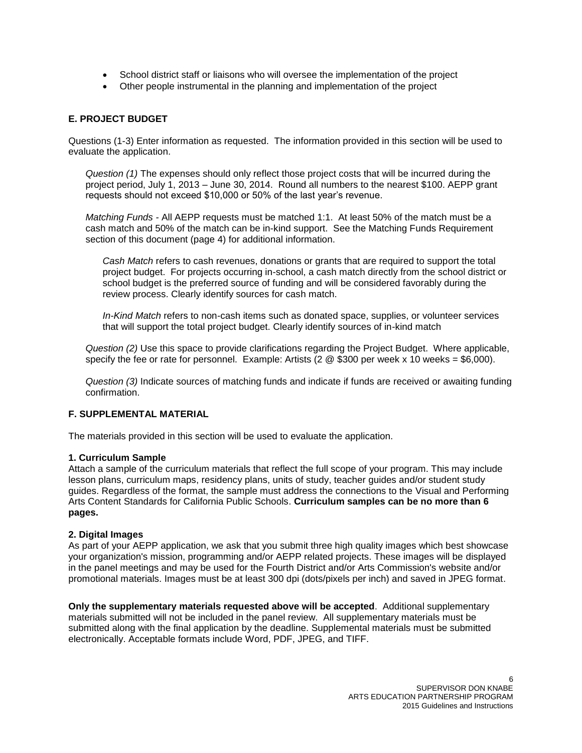- School district staff or liaisons who will oversee the implementation of the project
- Other people instrumental in the planning and implementation of the project

## E. PROJECT BUDGET

Questions (1-3) Enter information as requested. The information provided in this section will be used to evaluate the application.

> *Question (1)* The expenses should only reflect those project costs that will be incurred during the project period, July 1, 2013 – June 30, 2014. Round all numbers to the nearest $100. AEPP grant requests should not exceed $10,000 or 50% of the last year's revenue.
>
> *Matching Funds* - All AEPP requests must be matched 1:1. At least 50% of the match must be a cash match and 50% of the match can be in-kind support. See the Matching Funds Requirement section of this document (page 4) for additional information.
>
> > *Cash Match* refers to cash revenues, donations or grants that are required to support the total project budget. For projects occurring in-school, a cash match directly from the school district or school budget is the preferred source of funding and will be considered favorably during the review process. Clearly identify sources for cash match.
> >
> > *In-Kind Match* refers to non-cash items such as donated space, supplies, or volunteer services that will support the total project budget. Clearly identify sources of in-kind match
>
> *Question (2)* Use this space to provide clarifications regarding the Project Budget. Where applicable, specify the fee or rate for personnel. Example: Artists (2 @ $300 per week x 10 weeks = $6,000).
>
> *Question (3)* Indicate sources of matching funds and indicate if funds are received or awaiting funding confirmation.

## F. SUPPLEMENTAL MATERIAL

The materials provided in this section will be used to evaluate the application.

**1. Curriculum Sample**

Attach a sample of the curriculum materials that reflect the full scope of your program. This may include lesson plans, curriculum maps, residency plans, units of study, teacher guides and/or student study guides. Regardless of the format, the sample must address the connections to the Visual and Performing Arts Content Standards for California Public Schools. **Curriculum samples can be no more than 6 pages.**

**2. Digital Images**

As part of your AEPP application, we ask that you submit three high quality images which best showcase your organization's mission, programming and/or AEPP related projects. These images will be displayed in the panel meetings and may be used for the Fourth District and/or Arts Commission's website and/or promotional materials. Images must be at least 300 dpi (dots/pixels per inch) and saved in JPEG format.

**Only the supplementary materials requested above will be accepted**. Additional supplementary materials submitted will not be included in the panel review. All supplementary materials must be submitted along with the final application by the deadline. Supplemental materials must be submitted electronically. Acceptable formats include Word, PDF, JPEG, and TIFF.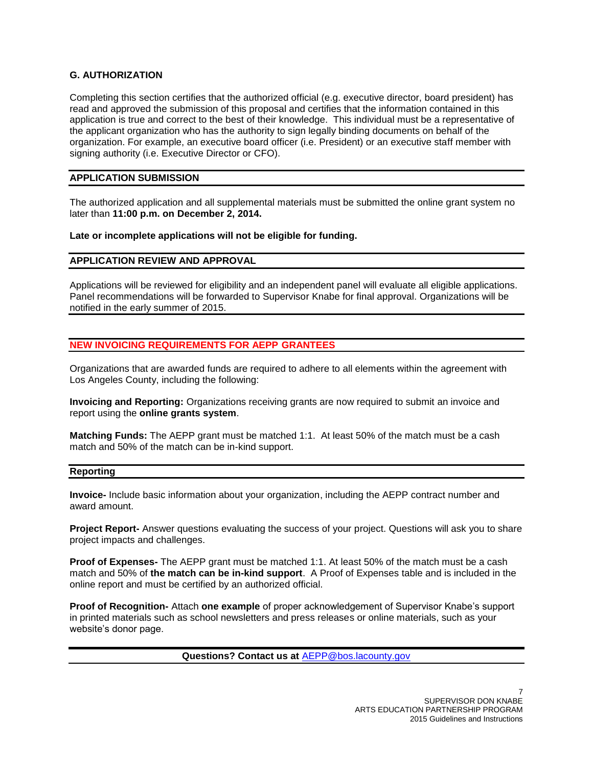## G. AUTHORIZATION

Completing this section certifies that the authorized official (e.g. executive director, board president) has read and approved the submission of this proposal and certifies that the information contained in this application is true and correct to the best of their knowledge. This individual must be a representative of the applicant organization who has the authority to sign legally binding documents on behalf of the organization. For example, an executive board officer (i.e. President) or an executive staff member with signing authority (i.e. Executive Director or CFO).

## APPLICATION SUBMISSION

The authorized application and all supplemental materials must be submitted the online grant system no later than **11:00 p.m. on December 2, 2014.**

**Late or incomplete applications will not be eligible for funding.**

## APPLICATION REVIEW AND APPROVAL

Applications will be reviewed for eligibility and an independent panel will evaluate all eligible applications. Panel recommendations will be forwarded to Supervisor Knabe for final approval. Organizations will be notified in the early summer of 2015.

## NEW INVOICING REQUIREMENTS FOR AEPP GRANTEES

Organizations that are awarded funds are required to adhere to all elements within the agreement with Los Angeles County, including the following:

**Invoicing and Reporting:** Organizations receiving grants are now required to submit an invoice and report using the **online grants system**.

**Matching Funds:** The AEPP grant must be matched 1:1. At least 50% of the match must be a cash match and 50% of the match can be in-kind support.

## Reporting

**Invoice-** Include basic information about your organization, including the AEPP contract number and award amount.

**Project Report-** Answer questions evaluating the success of your project. Questions will ask you to share project impacts and challenges.

**Proof of Expenses-** The AEPP grant must be matched 1:1. At least 50% of the match must be a cash match and 50% of **the match can be in-kind support**. A Proof of Expenses table and is included in the online report and must be certified by an authorized official.

**Proof of Recognition-** Attach **one example** of proper acknowledgement of Supervisor Knabe's support in printed materials such as school newsletters and press releases or online materials, such as your website's donor page.

**Questions? Contact us at** AEPP@bos.lacounty.gov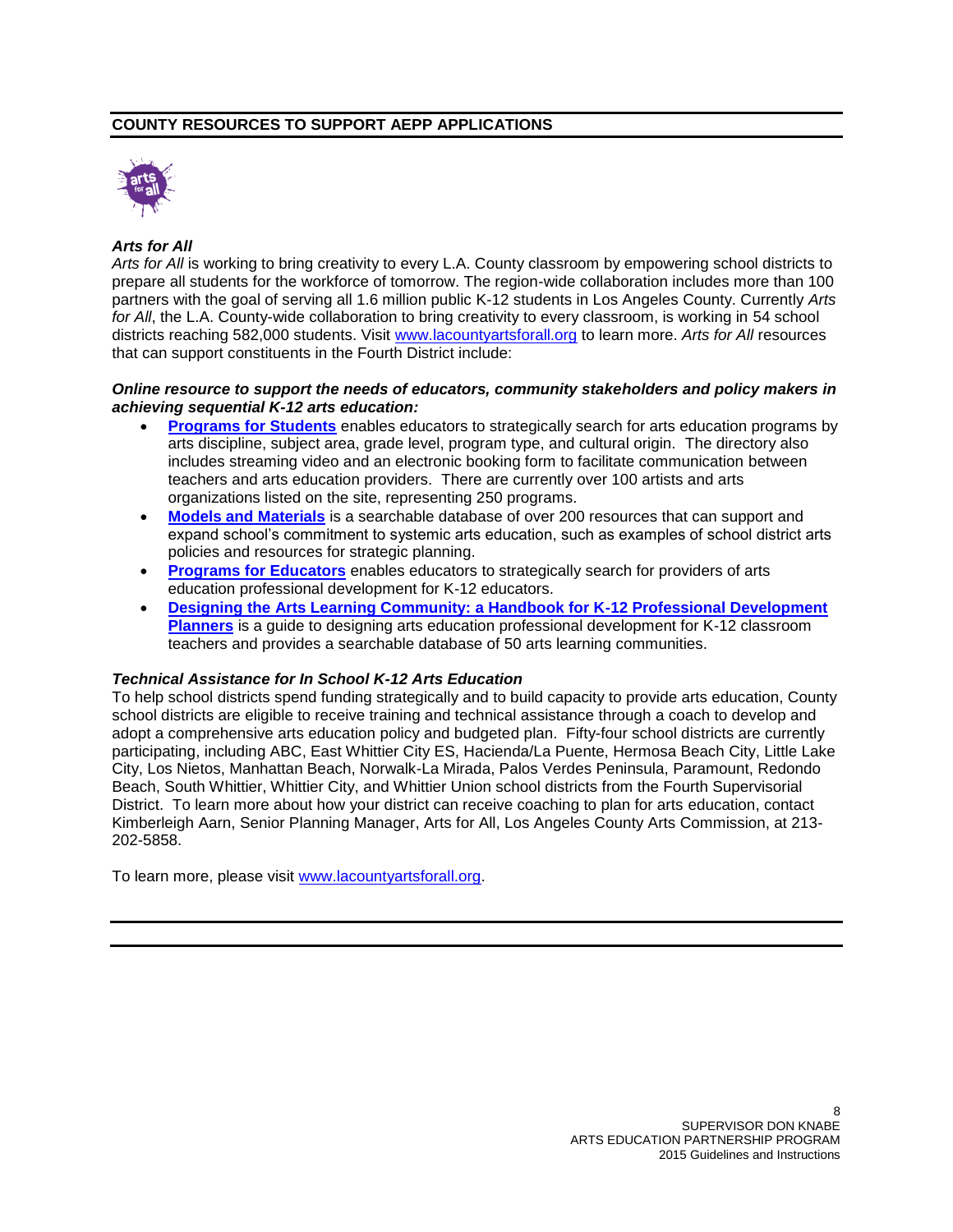## COUNTY RESOURCES TO SUPPORT AEPP APPLICATIONS

### *Arts for All*

*Arts for All* is working to bring creativity to every L.A. County classroom by empowering school districts to prepare all students for the workforce of tomorrow. The region-wide collaboration includes more than 100 partners with the goal of serving all 1.6 million public K-12 students in Los Angeles County. Currently *Arts for All*, the L.A. County-wide collaboration to bring creativity to every classroom, is working in 54 school districts reaching 582,000 students. Visit www.lacountyartsforall.org to learn more. *Arts for All* resources that can support constituents in the Fourth District include:

***Online resource to support the needs of educators, community stakeholders and policy makers in achieving sequential K-12 arts education:***

- **Programs for Students** enables educators to strategically search for arts education programs by arts discipline, subject area, grade level, program type, and cultural origin. The directory also includes streaming video and an electronic booking form to facilitate communication between teachers and arts education providers. There are currently over 100 artists and arts organizations listed on the site, representing 250 programs.
- **Models and Materials** is a searchable database of over 200 resources that can support and expand school's commitment to systemic arts education, such as examples of school district arts policies and resources for strategic planning.
- **Programs for Educators** enables educators to strategically search for providers of arts education professional development for K-12 educators.
- **Designing the Arts Learning Community: a Handbook for K-12 Professional Development Planners** is a guide to designing arts education professional development for K-12 classroom teachers and provides a searchable database of 50 arts learning communities.

***Technical Assistance for In School K-12 Arts Education***

To help school districts spend funding strategically and to build capacity to provide arts education, County school districts are eligible to receive training and technical assistance through a coach to develop and adopt a comprehensive arts education policy and budgeted plan. Fifty-four school districts are currently participating, including ABC, East Whittier City ES, Hacienda/La Puente, Hermosa Beach City, Little Lake City, Los Nietos, Manhattan Beach, Norwalk-La Mirada, Palos Verdes Peninsula, Paramount, Redondo Beach, South Whittier, Whittier City, and Whittier Union school districts from the Fourth Supervisorial District. To learn more about how your district can receive coaching to plan for arts education, contact Kimberleigh Aarn, Senior Planning Manager, Arts for All, Los Angeles County Arts Commission, at 213-202-5858.

To learn more, please visit www.lacountyartsforall.org.